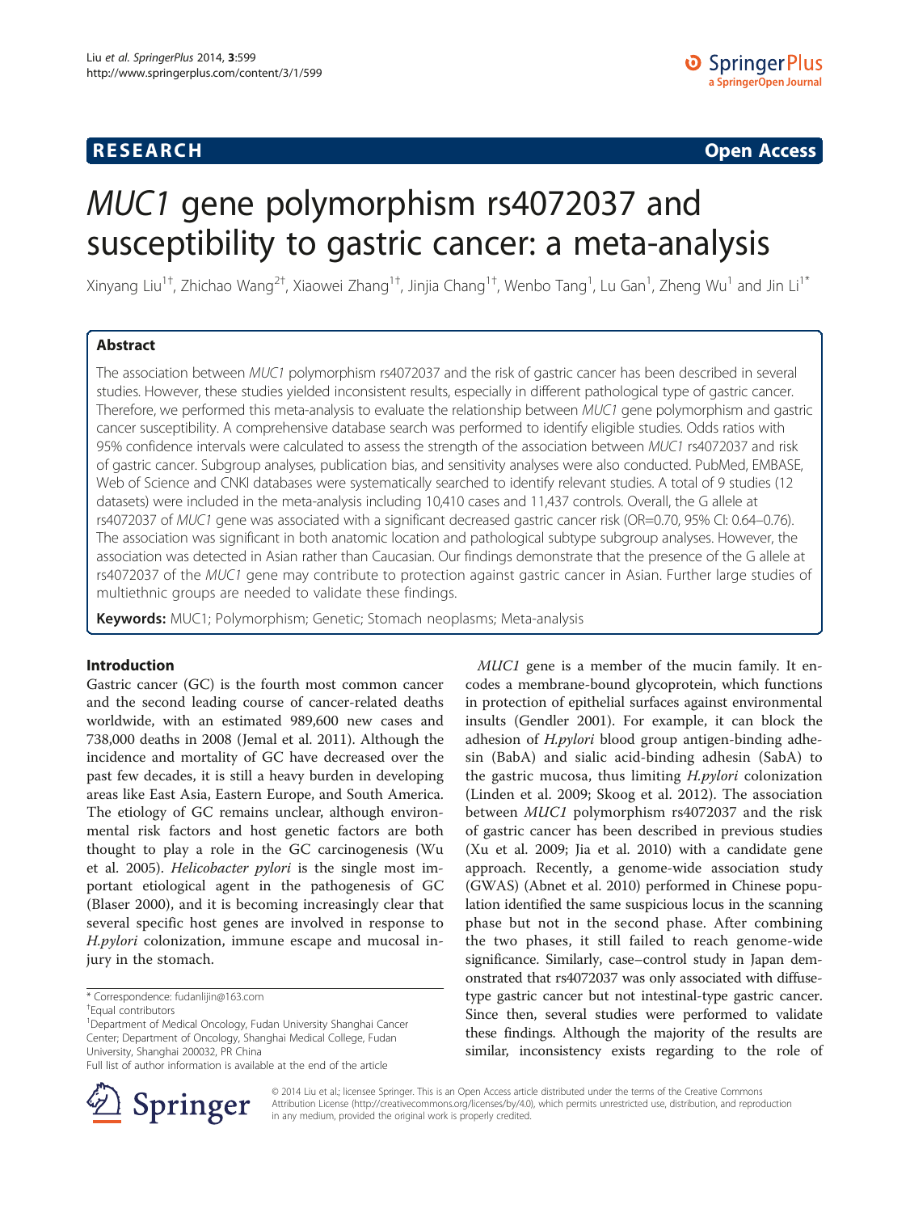# RESEARCH Open Access

# *MUC1* gene polymorphism rs4072037 and susceptibility to gastric cancer: a meta-analysis

Xinyang Liu[1†], Zhichao Wang[2†], Xiaowei Zhang[1†], Jinjia Chang[1†], Wenbo Tang[1], Lu Gan[1], Zheng Wu[1] and Jin Li[1*]

## Abstract

The association between *MUC1* polymorphism rs4072037 and the risk of gastric cancer has been described in several studies. However, these studies yielded inconsistent results, especially in different pathological type of gastric cancer. Therefore, we performed this meta-analysis to evaluate the relationship between *MUC1* gene polymorphism and gastric cancer susceptibility. A comprehensive database search was performed to identify eligible studies. Odds ratios with 95% confidence intervals were calculated to assess the strength of the association between *MUC1* rs4072037 and risk of gastric cancer. Subgroup analyses, publication bias, and sensitivity analyses were also conducted. PubMed, EMBASE, Web of Science and CNKI databases were systematically searched to identify relevant studies. A total of 9 studies (12 datasets) were included in the meta-analysis including 10,410 cases and 11,437 controls. Overall, the G allele at rs4072037 of *MUC1* gene was associated with a significant decreased gastric cancer risk (OR=0.70, 95% CI: 0.64–0.76). The association was significant in both anatomic location and pathological subtype subgroup analyses. However, the association was detected in Asian rather than Caucasian. Our findings demonstrate that the presence of the G allele at rs4072037 of the *MUC1* gene may contribute to protection against gastric cancer in Asian. Further large studies of multiethnic groups are needed to validate these findings.

**Keywords:** MUC1; Polymorphism; Genetic; Stomach neoplasms; Meta-analysis

## Introduction

Gastric cancer (GC) is the fourth most common cancer and the second leading course of cancer-related deaths worldwide, with an estimated 989,600 new cases and 738,000 deaths in 2008 (Jemal et al. 2011). Although the incidence and mortality of GC have decreased over the past few decades, it is still a heavy burden in developing areas like East Asia, Eastern Europe, and South America. The etiology of GC remains unclear, although environmental risk factors and host genetic factors are both thought to play a role in the GC carcinogenesis (Wu et al. 2005). *Helicobacter pylori* is the single most important etiological agent in the pathogenesis of GC (Blaser 2000), and it is becoming increasingly clear that several specific host genes are involved in response to *H.pylori* colonization, immune escape and mucosal injury in the stomach.

*MUC1* gene is a member of the mucin family. It encodes a membrane-bound glycoprotein, which functions in protection of epithelial surfaces against environmental insults (Gendler 2001). For example, it can block the adhesion of *H.pylori* blood group antigen-binding adhesin (BabA) and sialic acid-binding adhesin (SabA) to the gastric mucosa, thus limiting *H.pylori* colonization (Linden et al. 2009; Skoog et al. 2012). The association between *MUC1* polymorphism rs4072037 and the risk of gastric cancer has been described in previous studies (Xu et al. 2009; Jia et al. 2010) with a candidate gene approach. Recently, a genome-wide association study (GWAS) (Abnet et al. 2010) performed in Chinese population identified the same suspicious locus in the scanning phase but not in the second phase. After combining the two phases, it still failed to reach genome-wide significance. Similarly, case–control study in Japan demonstrated that rs4072037 was only associated with diffuse-type gastric cancer but not intestinal-type gastric cancer. Since then, several studies were performed to validate these findings. Although the majority of the results are similar, inconsistency exists regarding to the role of

\* Correspondence: fudanlijin@163.com
†Equal contributors
[1]Department of Medical Oncology, Fudan University Shanghai Cancer Center; Department of Oncology, Shanghai Medical College, Fudan University, Shanghai 200032, PR China
Full list of author information is available at the end of the article

© 2014 Liu et al.; licensee Springer. This is an Open Access article distributed under the terms of the Creative Commons Attribution License (http://creativecommons.org/licenses/by/4.0), which permits unrestricted use, distribution, and reproduction in any medium, provided the original work is properly credited.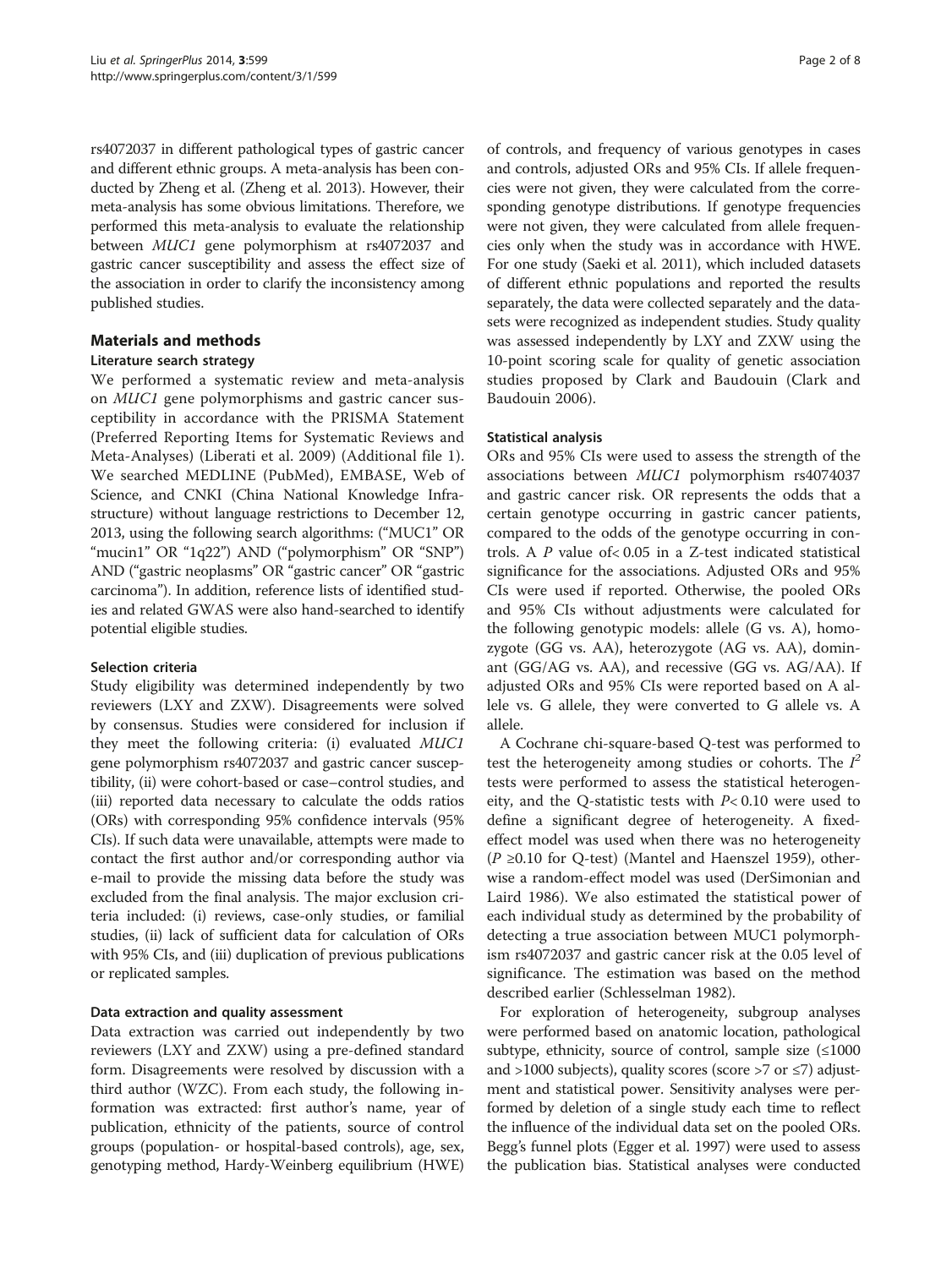rs4072037 in different pathological types of gastric cancer and different ethnic groups. A meta-analysis has been conducted by Zheng et al. (Zheng et al. 2013). However, their meta-analysis has some obvious limitations. Therefore, we performed this meta-analysis to evaluate the relationship between *MUC1* gene polymorphism at rs4072037 and gastric cancer susceptibility and assess the effect size of the association in order to clarify the inconsistency among published studies.

## Materials and methods

### Literature search strategy

We performed a systematic review and meta-analysis on *MUC1* gene polymorphisms and gastric cancer susceptibility in accordance with the PRISMA Statement (Preferred Reporting Items for Systematic Reviews and Meta-Analyses) (Liberati et al. 2009) (Additional file 1). We searched MEDLINE (PubMed), EMBASE, Web of Science, and CNKI (China National Knowledge Infrastructure) without language restrictions to December 12, 2013, using the following search algorithms: ("MUC1" OR "mucin1" OR "1q22") AND ("polymorphism" OR "SNP") AND ("gastric neoplasms" OR "gastric cancer" OR "gastric carcinoma"). In addition, reference lists of identified studies and related GWAS were also hand-searched to identify potential eligible studies.

### Selection criteria

Study eligibility was determined independently by two reviewers (LXY and ZXW). Disagreements were solved by consensus. Studies were considered for inclusion if they meet the following criteria: (i) evaluated *MUC1* gene polymorphism rs4072037 and gastric cancer susceptibility, (ii) were cohort-based or case–control studies, and (iii) reported data necessary to calculate the odds ratios (ORs) with corresponding 95% confidence intervals (95% CIs). If such data were unavailable, attempts were made to contact the first author and/or corresponding author via e-mail to provide the missing data before the study was excluded from the final analysis. The major exclusion criteria included: (i) reviews, case-only studies, or familial studies, (ii) lack of sufficient data for calculation of ORs with 95% CIs, and (iii) duplication of previous publications or replicated samples.

### Data extraction and quality assessment

Data extraction was carried out independently by two reviewers (LXY and ZXW) using a pre-defined standard form. Disagreements were resolved by discussion with a third author (WZC). From each study, the following information was extracted: first author's name, year of publication, ethnicity of the patients, source of control groups (population- or hospital-based controls), age, sex, genotyping method, Hardy-Weinberg equilibrium (HWE) of controls, and frequency of various genotypes in cases and controls, adjusted ORs and 95% CIs. If allele frequencies were not given, they were calculated from the corresponding genotype distributions. If genotype frequencies were not given, they were calculated from allele frequencies only when the study was in accordance with HWE. For one study (Saeki et al. 2011), which included datasets of different ethnic populations and reported the results separately, the data were collected separately and the datasets were recognized as independent studies. Study quality was assessed independently by LXY and ZXW using the 10-point scoring scale for quality of genetic association studies proposed by Clark and Baudouin (Clark and Baudouin 2006).

### Statistical analysis

ORs and 95% CIs were used to assess the strength of the associations between *MUC1* polymorphism rs4074037 and gastric cancer risk. OR represents the odds that a certain genotype occurring in gastric cancer patients, compared to the odds of the genotype occurring in controls. A $P$ value of $< 0.05$ in a Z-test indicated statistical significance for the associations. Adjusted ORs and 95% CIs were used if reported. Otherwise, the pooled ORs and 95% CIs without adjustments were calculated for the following genotypic models: allele (G vs. A), homozygote (GG vs. AA), heterozygote (AG vs. AA), dominant (GG/AG vs. AA), and recessive (GG vs. AG/AA). If adjusted ORs and 95% CIs were reported based on A allele vs. G allele, they were converted to G allele vs. A allele.

A Cochrane chi-square-based Q-test was performed to test the heterogeneity among studies or cohorts. The $I^2$ tests were performed to assess the statistical heterogeneity, and the Q-statistic tests with $P < 0.10$ were used to define a significant degree of heterogeneity. A fixed-effect model was used when there was no heterogeneity ($P \geq 0.10$ for Q-test) (Mantel and Haenszel 1959), otherwise a random-effect model was used (DerSimonian and Laird 1986). We also estimated the statistical power of each individual study as determined by the probability of detecting a true association between MUC1 polymorphism rs4072037 and gastric cancer risk at the 0.05 level of significance. The estimation was based on the method described earlier (Schlesselman 1982).

For exploration of heterogeneity, subgroup analyses were performed based on anatomic location, pathological subtype, ethnicity, source of control, sample size (≤1000 and >1000 subjects), quality scores (score >7 or ≤7) adjustment and statistical power. Sensitivity analyses were performed by deletion of a single study each time to reflect the influence of the individual data set on the pooled ORs. Begg's funnel plots (Egger et al. 1997) were used to assess the publication bias. Statistical analyses were conducted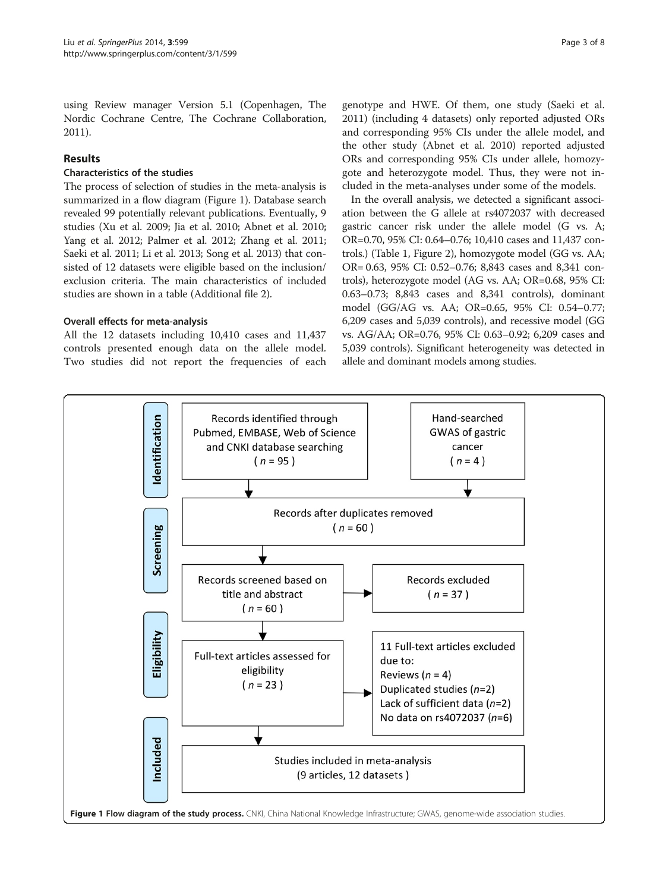using Review manager Version 5.1 (Copenhagen, The Nordic Cochrane Centre, The Cochrane Collaboration, 2011).

## Results

### Characteristics of the studies

The process of selection of studies in the meta-analysis is summarized in a flow diagram (Figure 1). Database search revealed 99 potentially relevant publications. Eventually, 9 studies (Xu et al. 2009; Jia et al. 2010; Abnet et al. 2010; Yang et al. 2012; Palmer et al. 2012; Zhang et al. 2011; Saeki et al. 2011; Li et al. 2013; Song et al. 2013) that consisted of 12 datasets were eligible based on the inclusion/exclusion criteria. The main characteristics of included studies are shown in a table (Additional file 2).

### Overall effects for meta-analysis

All the 12 datasets including 10,410 cases and 11,437 controls presented enough data on the allele model. Two studies did not report the frequencies of each genotype and HWE. Of them, one study (Saeki et al. 2011) (including 4 datasets) only reported adjusted ORs and corresponding 95% CIs under the allele model, and the other study (Abnet et al. 2010) reported adjusted ORs and corresponding 95% CIs under allele, homozygote and heterozygote model. Thus, they were not included in the meta-analyses under some of the models.

In the overall analysis, we detected a significant association between the G allele at rs4072037 with decreased gastric cancer risk under the allele model (G vs. A; OR=0.70, 95% CI: 0.64–0.76; 10,410 cases and 11,437 controls.) (Table 1, Figure 2), homozygote model (GG vs. AA; OR= 0.63, 95% CI: 0.52–0.76; 8,843 cases and 8,341 controls), heterozygote model (AG vs. AA; OR=0.68, 95% CI: 0.63–0.73; 8,843 cases and 8,341 controls), dominant model (GG/AG vs. AA; OR=0.65, 95% CI: 0.54–0.77; 6,209 cases and 5,039 controls), and recessive model (GG vs. AG/AA; OR=0.76, 95% CI: 0.63–0.92; 6,209 cases and 5,039 controls). Significant heterogeneity was detected in allele and dominant models among studies.

**Identification**

- Records identified through Pubmed, EMBASE, Web of Science and CNKI database searching ( $n$ = 95 )
- Hand-searched GWAS of gastric cancer ( $n$ = 4 )

**Screening**

- Records after duplicates removed ( $n$ = 60 )
- Records screened based on title and abstract ( $n$ = 60 )
- Records excluded ( $n$ = 37 )

**Eligibility**

- Full-text articles assessed for eligibility ( $n$ = 23 )
- 11 Full-text articles excluded due to:
  - Reviews ($n$ = 4)
  - Duplicated studies ($n$=2)
  - Lack of sufficient data ($n$=2)
  - No data on rs4072037 ($n$=6)

**Included**

- Studies included in meta-analysis (9 articles, 12 datasets )

**Figure 1 Flow diagram of the study process.** CNKI, China National Knowledge Infrastructure; GWAS, genome-wide association studies.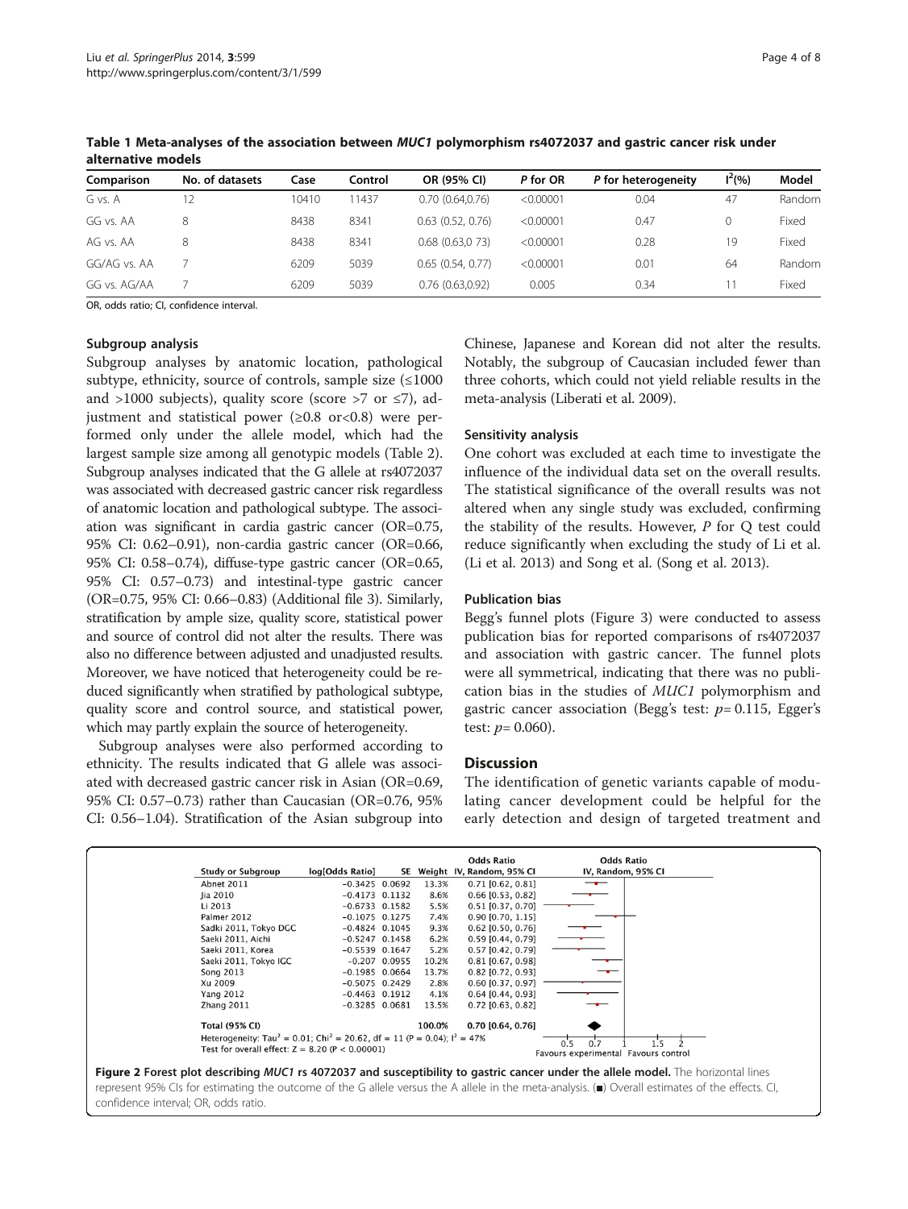**Table 1 Meta-analyses of the association between *MUC1* polymorphism rs4072037 and gastric cancer risk under alternative models**

| Comparison | No. of datasets | Case | Control | OR (95% CI) | *P* for OR | *P* for heterogeneity | $I^2$(%) | Model |
|---|---|---|---|---|---|---|---|---|
| G vs. A | 12 | 10410 | 11437 | 0.70 (0.64,0.76) | <0.00001 | 0.04 | 47 | Random |
| GG vs. AA | 8 | 8438 | 8341 | 0.63 (0.52, 0.76) | <0.00001 | 0.47 | 0 | Fixed |
| AG vs. AA | 8 | 8438 | 8341 | 0.68 (0.63,0 73) | <0.00001 | 0.28 | 19 | Fixed |
| GG/AG vs. AA | 7 | 6209 | 5039 | 0.65 (0.54, 0.77) | <0.00001 | 0.01 | 64 | Random |
| GG vs. AG/AA | 7 | 6209 | 5039 | 0.76 (0.63,0.92) | 0.005 | 0.34 | 11 | Fixed |

OR, odds ratio; CI, confidence interval.

### Subgroup analysis

Subgroup analyses by anatomic location, pathological subtype, ethnicity, source of controls, sample size (≤1000 and >1000 subjects), quality score (score >7 or ≤7), adjustment and statistical power (≥0.8 or<0.8) were performed only under the allele model, which had the largest sample size among all genotypic models (Table 2). Subgroup analyses indicated that the G allele at rs4072037 was associated with decreased gastric cancer risk regardless of anatomic location and pathological subtype. The association was significant in cardia gastric cancer (OR=0.75, 95% CI: 0.62–0.91), non-cardia gastric cancer (OR=0.66, 95% CI: 0.58–0.74), diffuse-type gastric cancer (OR=0.65, 95% CI: 0.57–0.73) and intestinal-type gastric cancer (OR=0.75, 95% CI: 0.66–0.83) (Additional file 3). Similarly, stratification by ample size, quality score, statistical power and source of control did not alter the results. There was also no difference between adjusted and unadjusted results. Moreover, we have noticed that heterogeneity could be reduced significantly when stratified by pathological subtype, quality score and control source, and statistical power, which may partly explain the source of heterogeneity.

Subgroup analyses were also performed according to ethnicity. The results indicated that G allele was associated with decreased gastric cancer risk in Asian (OR=0.69, 95% CI: 0.57–0.73) rather than Caucasian (OR=0.76, 95% CI: 0.56–1.04). Stratification of the Asian subgroup into Chinese, Japanese and Korean did not alter the results. Notably, the subgroup of Caucasian included fewer than three cohorts, which could not yield reliable results in the meta-analysis (Liberati et al. 2009).

### Sensitivity analysis

One cohort was excluded at each time to investigate the influence of the individual data set on the overall results. The statistical significance of the overall results was not altered when any single study was excluded, confirming the stability of the results. However, *P* for Q test could reduce significantly when excluding the study of Li et al. (Li et al. 2013) and Song et al. (Song et al. 2013).

### Publication bias

Begg's funnel plots (Figure 3) were conducted to assess publication bias for reported comparisons of rs4072037 and association with gastric cancer. The funnel plots were all symmetrical, indicating that there was no publication bias in the studies of *MUC1* polymorphism and gastric cancer association (Begg's test: $p$= 0.115, Egger's test: $p$= 0.060).

## Discussion

The identification of genetic variants capable of modulating cancer development could be helpful for the early detection and design of targeted treatment and

| Study or Subgroup | log[Odds Ratio] | SE | Weight | Odds Ratio IV, Random, 95% CI |
|---|---|---|---|---|
| Abnet 2011 | −0.3425 | 0.0692 | 13.3% | 0.71 [0.62, 0.81] |
| Jia 2010 | −0.4173 | 0.1132 | 8.6% | 0.66 [0.53, 0.82] |
| Li 2013 | −0.6733 | 0.1582 | 5.5% | 0.51 [0.37, 0.70] |
| Palmer 2012 | −0.1075 | 0.1275 | 7.4% | 0.90 [0.70, 1.15] |
| Sadki 2011, Tokyo DGC | −0.4824 | 0.1045 | 9.3% | 0.62 [0.50, 0.76] |
| Saeki 2011, Aichi | −0.5247 | 0.1458 | 6.2% | 0.59 [0.44, 0.79] |
| Saeki 2011, Korea | −0.5539 | 0.1647 | 5.2% | 0.57 [0.42, 0.79] |
| Saeki 2011, Tokyo IGC | −0.207 | 0.0955 | 10.2% | 0.81 [0.67, 0.98] |
| Song 2013 | −0.1985 | 0.0664 | 13.7% | 0.82 [0.72, 0.93] |
| Xu 2009 | −0.5075 | 0.2429 | 2.8% | 0.60 [0.37, 0.97] |
| Yang 2012 | −0.4463 | 0.1912 | 4.1% | 0.64 [0.44, 0.93] |
| Zhang 2011 | −0.3285 | 0.0681 | 13.5% | 0.72 [0.63, 0.82] |
| **Total (95% CI)** | | | **100.0%** | **0.70 [0.64, 0.76]** |

Heterogeneity: $Tau^2 = 0.01$; $Chi^2 = 20.62$, df = 11 ($P = 0.04$); $I^2 = 47\%$
Test for overall effect: $Z = 8.20$ ($P < 0.00001$)
Favours experimental   Favours control

**Figure 2 Forest plot describing *MUC1* rs 4072037 and susceptibility to gastric cancer under the allele model.** The horizontal lines represent 95% CIs for estimating the outcome of the G allele versus the A allele in the meta-analysis. (■) Overall estimates of the effects. CI, confidence interval; OR, odds ratio.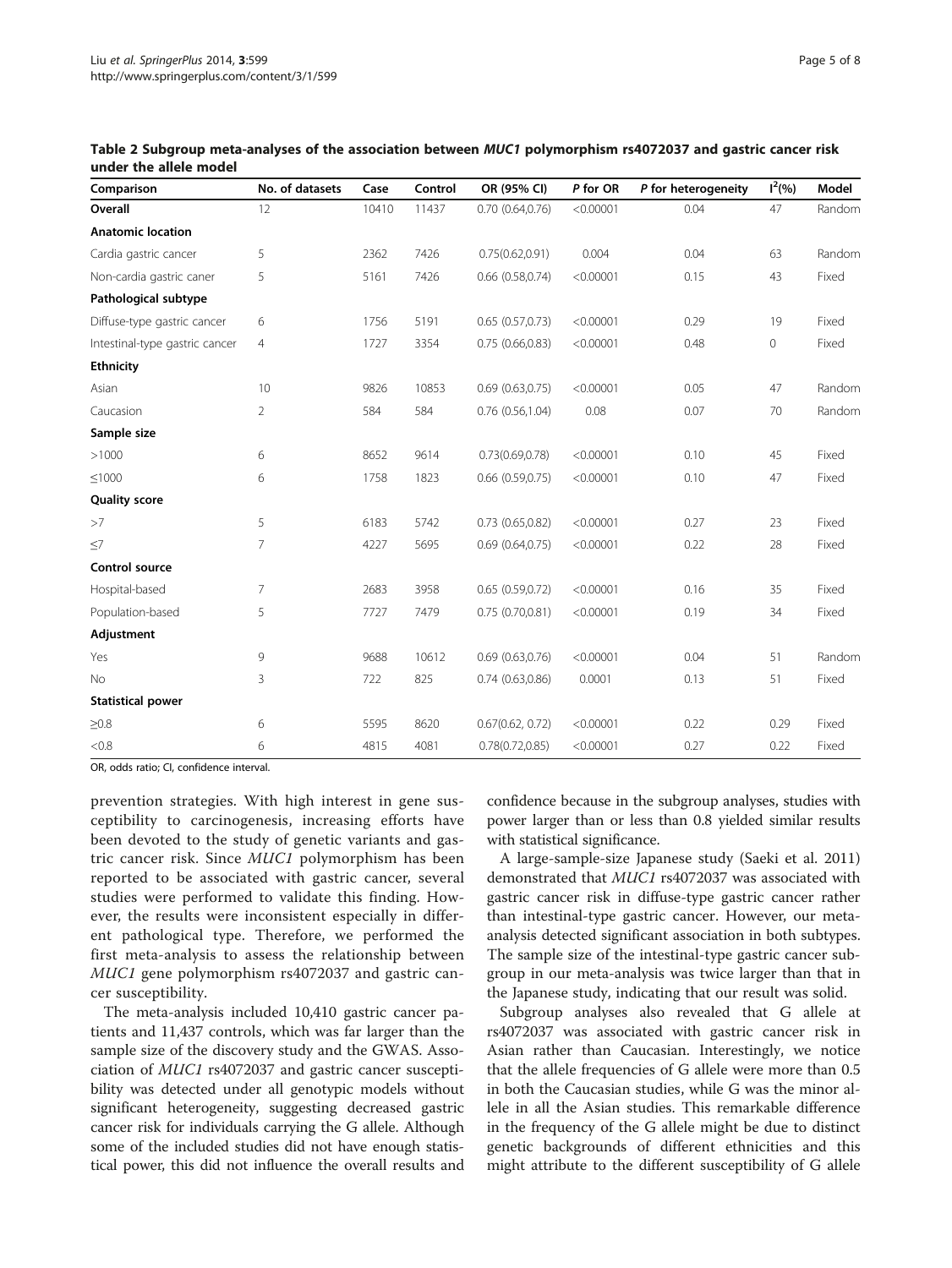**Table 2 Subgroup meta-analyses of the association between *MUC1* polymorphism rs4072037 and gastric cancer risk under the allele model**

| Comparison | No. of datasets | Case | Control | OR (95% CI) | P for OR | P for heterogeneity | $I^2$(%) | Model |
|---|---|---|---|---|---|---|---|---|
| **Overall** | 12 | 10410 | 11437 | 0.70 (0.64,0.76) | <0.00001 | 0.04 | 47 | Random |
| **Anatomic location** | | | | | | | | |
| Cardia gastric cancer | 5 | 2362 | 7426 | 0.75(0.62,0.91) | 0.004 | 0.04 | 63 | Random |
| Non-cardia gastric caner | 5 | 5161 | 7426 | 0.66 (0.58,0.74) | <0.00001 | 0.15 | 43 | Fixed |
| **Pathological subtype** | | | | | | | | |
| Diffuse-type gastric cancer | 6 | 1756 | 5191 | 0.65 (0.57,0.73) | <0.00001 | 0.29 | 19 | Fixed |
| Intestinal-type gastric cancer | 4 | 1727 | 3354 | 0.75 (0.66,0.83) | <0.00001 | 0.48 | 0 | Fixed |
| **Ethnicity** | | | | | | | | |
| Asian | 10 | 9826 | 10853 | 0.69 (0.63,0.75) | <0.00001 | 0.05 | 47 | Random |
| Caucasion | 2 | 584 | 584 | 0.76 (0.56,1.04) | 0.08 | 0.07 | 70 | Random |
| **Sample size** | | | | | | | | |
| >1000 | 6 | 8652 | 9614 | 0.73(0.69,0.78) | <0.00001 | 0.10 | 45 | Fixed |
| ≤1000 | 6 | 1758 | 1823 | 0.66 (0.59,0.75) | <0.00001 | 0.10 | 47 | Fixed |
| **Quality score** | | | | | | | | |
| >7 | 5 | 6183 | 5742 | 0.73 (0.65,0.82) | <0.00001 | 0.27 | 23 | Fixed |
| ≤7 | 7 | 4227 | 5695 | 0.69 (0.64,0.75) | <0.00001 | 0.22 | 28 | Fixed |
| **Control source** | | | | | | | | |
| Hospital-based | 7 | 2683 | 3958 | 0.65 (0.59,0.72) | <0.00001 | 0.16 | 35 | Fixed |
| Population-based | 5 | 7727 | 7479 | 0.75 (0.70,0.81) | <0.00001 | 0.19 | 34 | Fixed |
| **Adjustment** | | | | | | | | |
| Yes | 9 | 9688 | 10612 | 0.69 (0.63,0.76) | <0.00001 | 0.04 | 51 | Random |
| No | 3 | 722 | 825 | 0.74 (0.63,0.86) | 0.0001 | 0.13 | 51 | Fixed |
| **Statistical power** | | | | | | | | |
| ≥0.8 | 6 | 5595 | 8620 | 0.67(0.62, 0.72) | <0.00001 | 0.22 | 0.29 | Fixed |
| <0.8 | 6 | 4815 | 4081 | 0.78(0.72,0.85) | <0.00001 | 0.27 | 0.22 | Fixed |

OR, odds ratio; CI, confidence interval.

prevention strategies. With high interest in gene susceptibility to carcinogenesis, increasing efforts have been devoted to the study of genetic variants and gastric cancer risk. Since *MUC1* polymorphism has been reported to be associated with gastric cancer, several studies were performed to validate this finding. However, the results were inconsistent especially in different pathological type. Therefore, we performed the first meta-analysis to assess the relationship between *MUC1* gene polymorphism rs4072037 and gastric cancer susceptibility.

The meta-analysis included 10,410 gastric cancer patients and 11,437 controls, which was far larger than the sample size of the discovery study and the GWAS. Association of *MUC1* rs4072037 and gastric cancer susceptibility was detected under all genotypic models without significant heterogeneity, suggesting decreased gastric cancer risk for individuals carrying the G allele. Although some of the included studies did not have enough statistical power, this did not influence the overall results and confidence because in the subgroup analyses, studies with power larger than or less than 0.8 yielded similar results with statistical significance.

A large-sample-size Japanese study (Saeki et al. 2011) demonstrated that *MUC1* rs4072037 was associated with gastric cancer risk in diffuse-type gastric cancer rather than intestinal-type gastric cancer. However, our meta-analysis detected significant association in both subtypes. The sample size of the intestinal-type gastric cancer subgroup in our meta-analysis was twice larger than that in the Japanese study, indicating that our result was solid.

Subgroup analyses also revealed that G allele at rs4072037 was associated with gastric cancer risk in Asian rather than Caucasian. Interestingly, we notice that the allele frequencies of G allele were more than 0.5 in both the Caucasian studies, while G was the minor allele in all the Asian studies. This remarkable difference in the frequency of the G allele might be due to distinct genetic backgrounds of different ethnicities and this might attribute to the different susceptibility of G allele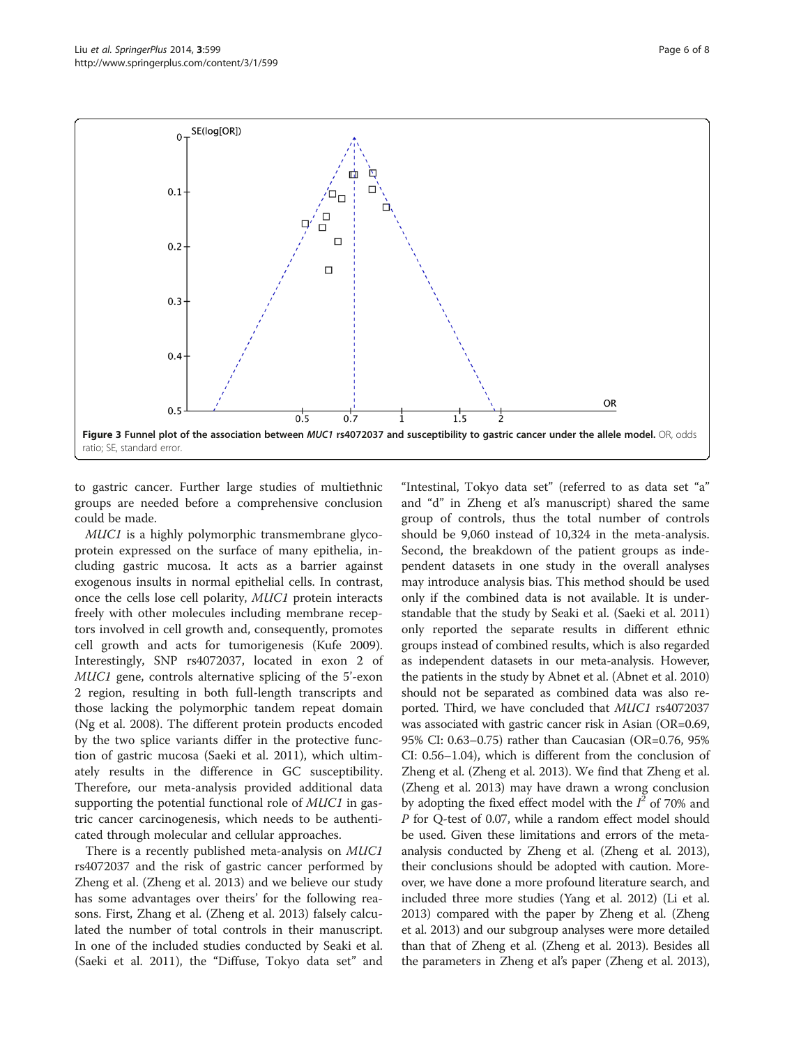**Figure 3 Funnel plot of the association between *MUC1* rs4072037 and susceptibility to gastric cancer under the allele model.** OR, odds ratio; SE, standard error.

to gastric cancer. Further large studies of multiethnic groups are needed before a comprehensive conclusion could be made.

*MUC1* is a highly polymorphic transmembrane glycoprotein expressed on the surface of many epithelia, including gastric mucosa. It acts as a barrier against exogenous insults in normal epithelial cells. In contrast, once the cells lose cell polarity, *MUC1* protein interacts freely with other molecules including membrane receptors involved in cell growth and, consequently, promotes cell growth and acts for tumorigenesis (Kufe 2009). Interestingly, SNP rs4072037, located in exon 2 of *MUC1* gene, controls alternative splicing of the 5'-exon 2 region, resulting in both full-length transcripts and those lacking the polymorphic tandem repeat domain (Ng et al. 2008). The different protein products encoded by the two splice variants differ in the protective function of gastric mucosa (Saeki et al. 2011), which ultimately results in the difference in GC susceptibility. Therefore, our meta-analysis provided additional data supporting the potential functional role of *MUC1* in gastric cancer carcinogenesis, which needs to be authenticated through molecular and cellular approaches.

There is a recently published meta-analysis on *MUC1* rs4072037 and the risk of gastric cancer performed by Zheng et al. (Zheng et al. 2013) and we believe our study has some advantages over theirs' for the following reasons. First, Zhang et al. (Zheng et al. 2013) falsely calculated the number of total controls in their manuscript. In one of the included studies conducted by Seaki et al. (Saeki et al. 2011), the "Diffuse, Tokyo data set" and "Intestinal, Tokyo data set" (referred to as data set "a" and "d" in Zheng et al's manuscript) shared the same group of controls, thus the total number of controls should be 9,060 instead of 10,324 in the meta-analysis. Second, the breakdown of the patient groups as independent datasets in one study in the overall analyses may introduce analysis bias. This method should be used only if the combined data is not available. It is understandable that the study by Seaki et al. (Saeki et al. 2011) only reported the separate results in different ethnic groups instead of combined results, which is also regarded as independent datasets in our meta-analysis. However, the patients in the study by Abnet et al. (Abnet et al. 2010) should not be separated as combined data was also reported. Third, we have concluded that *MUC1* rs4072037 was associated with gastric cancer risk in Asian (OR=0.69, 95% CI: 0.63–0.75) rather than Caucasian (OR=0.76, 95% CI: 0.56–1.04), which is different from the conclusion of Zheng et al. (Zheng et al. 2013). We find that Zheng et al. (Zheng et al. 2013) may have drawn a wrong conclusion by adopting the fixed effect model with the $I^2$ of 70% and $P$ for Q-test of 0.07, while a random effect model should be used. Given these limitations and errors of the meta-analysis conducted by Zheng et al. (Zheng et al. 2013), their conclusions should be adopted with caution. Moreover, we have done a more profound literature search, and included three more studies (Yang et al. 2012) (Li et al. 2013) compared with the paper by Zheng et al. (Zheng et al. 2013) and our subgroup analyses were more detailed than that of Zheng et al. (Zheng et al. 2013). Besides all the parameters in Zheng et al's paper (Zheng et al. 2013),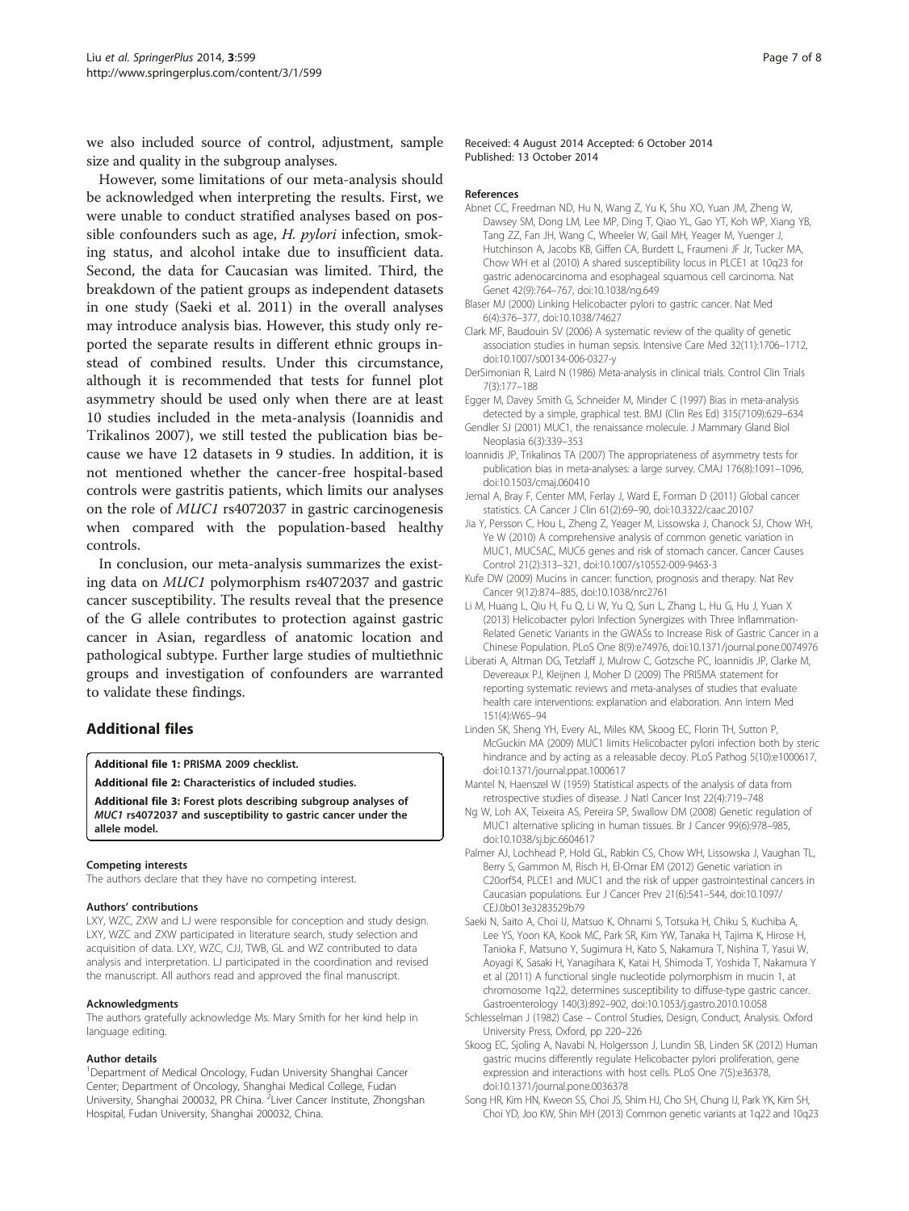we also included source of control, adjustment, sample size and quality in the subgroup analyses.

However, some limitations of our meta-analysis should be acknowledged when interpreting the results. First, we were unable to conduct stratified analyses based on possible confounders such as age, *H. pylori* infection, smoking status, and alcohol intake due to insufficient data. Second, the data for Caucasian was limited. Third, the breakdown of the patient groups as independent datasets in one study (Saeki et al. 2011) in the overall analyses may introduce analysis bias. However, this study only reported the separate results in different ethnic groups instead of combined results. Under this circumstance, although it is recommended that tests for funnel plot asymmetry should be used only when there are at least 10 studies included in the meta-analysis (Ioannidis and Trikalinos 2007), we still tested the publication bias because we have 12 datasets in 9 studies. In addition, it is not mentioned whether the cancer-free hospital-based controls were gastritis patients, which limits our analyses on the role of *MUC1* rs4072037 in gastric carcinogenesis when compared with the population-based healthy controls.

In conclusion, our meta-analysis summarizes the existing data on *MUC1* polymorphism rs4072037 and gastric cancer susceptibility. The results reveal that the presence of the G allele contributes to protection against gastric cancer in Asian, regardless of anatomic location and pathological subtype. Further large studies of multiethnic groups and investigation of confounders are warranted to validate these findings.

## Additional files

**Additional file 1: PRISMA 2009 checklist.**

**Additional file 2: Characteristics of included studies.**

**Additional file 3: Forest plots describing subgroup analyses of *MUC1* rs4072037 and susceptibility to gastric cancer under the allele model.**

#### Competing interests

The authors declare that they have no competing interest.

#### Authors' contributions

LXY, WZC, ZXW and LJ were responsible for conception and study design. LXY, WZC and ZXW participated in literature search, study selection and acquisition of data. LXY, WZC, CJJ, TWB, GL and WZ contributed to data analysis and interpretation. LJ participated in the coordination and revised the manuscript. All authors read and approved the final manuscript.

#### Acknowledgments

The authors gratefully acknowledge Ms. Mary Smith for her kind help in language editing.

#### Author details

[1]Department of Medical Oncology, Fudan University Shanghai Cancer Center; Department of Oncology, Shanghai Medical College, Fudan University, Shanghai 200032, PR China. [2]Liver Cancer Institute, Zhongshan Hospital, Fudan University, Shanghai 200032, China.

Received: 4 August 2014 Accepted: 6 October 2014
Published: 13 October 2014

#### References

- Abnet CC, Freedman ND, Hu N, Wang Z, Yu K, Shu XO, Yuan JM, Zheng W, Dawsey SM, Dong LM, Lee MP, Ding T, Qiao YL, Gao YT, Koh WP, Xiang YB, Tang ZZ, Fan JH, Wang C, Wheeler W, Gail MH, Yeager M, Yuenger J, Hutchinson A, Jacobs KB, Giffen CA, Burdett L, Fraumeni JF Jr, Tucker MA, Chow WH et al (2010) A shared susceptibility locus in PLCE1 at 10q23 for gastric adenocarcinoma and esophageal squamous cell carcinoma. Nat Genet 42(9):764–767, doi:10.1038/ng.649
- Blaser MJ (2000) Linking Helicobacter pylori to gastric cancer. Nat Med 6(4):376–377, doi:10.1038/74627
- Clark MF, Baudouin SV (2006) A systematic review of the quality of genetic association studies in human sepsis. Intensive Care Med 32(11):1706–1712, doi:10.1007/s00134-006-0327-y
- DerSimonian R, Laird N (1986) Meta-analysis in clinical trials. Control Clin Trials 7(3):177–188
- Egger M, Davey Smith G, Schneider M, Minder C (1997) Bias in meta-analysis detected by a simple, graphical test. BMJ (Clin Res Ed) 315(7109):629–634
- Gendler SJ (2001) MUC1, the renaissance molecule. J Mammary Gland Biol Neoplasia 6(3):339–353
- Ioannidis JP, Trikalinos TA (2007) The appropriateness of asymmetry tests for publication bias in meta-analyses: a large survey. CMAJ 176(8):1091–1096, doi:10.1503/cmaj.060410
- Jemal A, Bray F, Center MM, Ferlay J, Ward E, Forman D (2011) Global cancer statistics. CA Cancer J Clin 61(2):69–90, doi:10.3322/caac.20107
- Jia Y, Persson C, Hou L, Zheng Z, Yeager M, Lissowska J, Chanock SJ, Chow WH, Ye W (2010) A comprehensive analysis of common genetic variation in MUC1, MUC5AC, MUC6 genes and risk of stomach cancer. Cancer Causes Control 21(2):313–321, doi:10.1007/s10552-009-9463-3
- Kufe DW (2009) Mucins in cancer: function, prognosis and therapy. Nat Rev Cancer 9(12):874–885, doi:10.1038/nrc2761
- Li M, Huang L, Qiu H, Fu Q, Li W, Yu Q, Sun L, Zhang L, Hu G, Hu J, Yuan X (2013) Helicobacter pylori Infection Synergizes with Three Inflammation-Related Genetic Variants in the GWASs to Increase Risk of Gastric Cancer in a Chinese Population. PLoS One 8(9):e74976, doi:10.1371/journal.pone.0074976
- Liberati A, Altman DG, Tetzlaff J, Mulrow C, Gotzsche PC, Ioannidis JP, Clarke M, Devereaux PJ, Kleijnen J, Moher D (2009) The PRISMA statement for reporting systematic reviews and meta-analyses of studies that evaluate health care interventions: explanation and elaboration. Ann Intern Med 151(4):W65–94
- Linden SK, Sheng YH, Every AL, Miles KM, Skoog EC, Florin TH, Sutton P, McGuckin MA (2009) MUC1 limits Helicobacter pylori infection both by steric hindrance and by acting as a releasable decoy. PLoS Pathog 5(10):e1000617, doi:10.1371/journal.ppat.1000617
- Mantel N, Haenszel W (1959) Statistical aspects of the analysis of data from retrospective studies of disease. J Natl Cancer Inst 22(4):719–748
- Ng W, Loh AX, Teixeira AS, Pereira SP, Swallow DM (2008) Genetic regulation of MUC1 alternative splicing in human tissues. Br J Cancer 99(6):978–985, doi:10.1038/sj.bjc.6604617
- Palmer AJ, Lochhead P, Hold GL, Rabkin CS, Chow WH, Lissowska J, Vaughan TL, Berry S, Gammon M, Risch H, El-Omar EM (2012) Genetic variation in C20orf54, PLCE1 and MUC1 and the risk of upper gastrointestinal cancers in Caucasian populations. Eur J Cancer Prev 21(6):541–544, doi:10.1097/CEJ.0b013e3283529b79
- Saeki N, Saito A, Choi IJ, Matsuo K, Ohnami S, Totsuka H, Chiku S, Kuchiba A, Lee YS, Yoon KA, Kook MC, Park SR, Kim YW, Tanaka H, Tajima K, Hirose H, Tanioka F, Matsuno Y, Sugimura H, Kato S, Nakamura T, Nishina T, Yasui W, Aoyagi K, Sasaki H, Yanagihara K, Katai H, Shimoda T, Yoshida T, Nakamura Y et al (2011) A functional single nucleotide polymorphism in mucin 1, at chromosome 1q22, determines susceptibility to diffuse-type gastric cancer. Gastroenterology 140(3):892–902, doi:10.1053/j.gastro.2010.10.058
- Schlesselman J (1982) Case – Control Studies, Design, Conduct, Analysis. Oxford University Press, Oxford, pp 220–226
- Skoog EC, Sjoling A, Navabi N, Holgersson J, Lundin SB, Linden SK (2012) Human gastric mucins differently regulate Helicobacter pylori proliferation, gene expression and interactions with host cells. PLoS One 7(5):e36378, doi:10.1371/journal.pone.0036378
- Song HR, Kim HN, Kweon SS, Choi JS, Shim HJ, Cho SH, Chung IJ, Park YK, Kim SH, Choi YD, Joo KW, Shin MH (2013) Common genetic variants at 1q22 and 10q23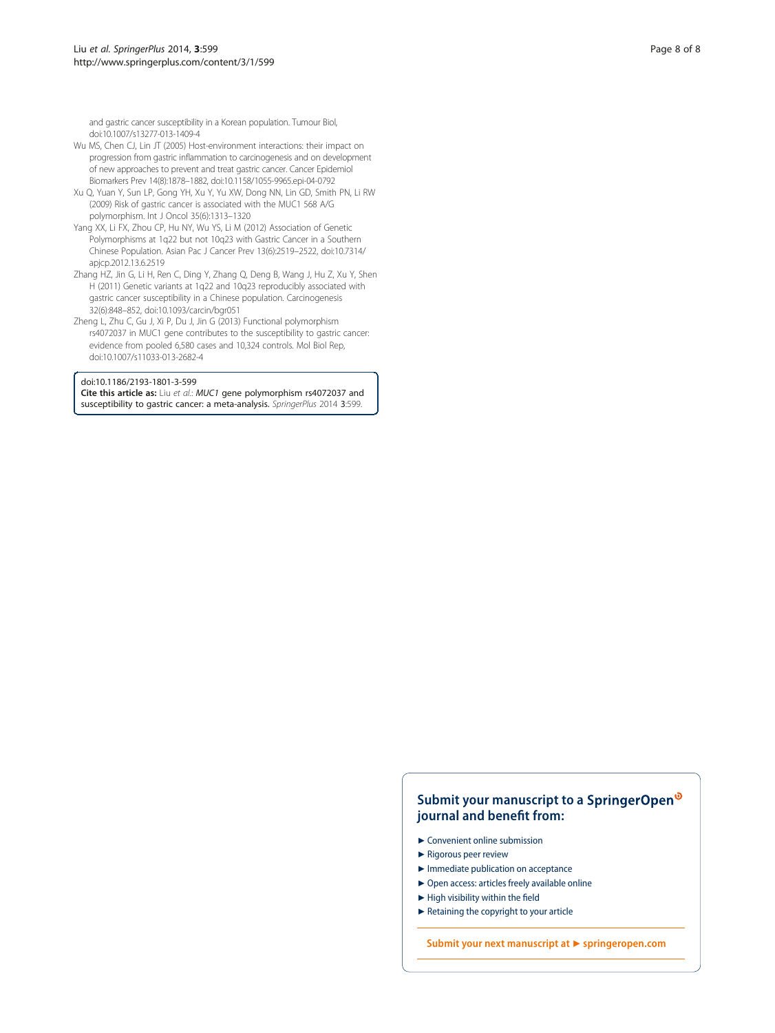and gastric cancer susceptibility in a Korean population. Tumour Biol, doi:10.1007/s13277-013-1409-4

Wu MS, Chen CJ, Lin JT (2005) Host-environment interactions: their impact on progression from gastric inflammation to carcinogenesis and on development of new approaches to prevent and treat gastric cancer. Cancer Epidemiol Biomarkers Prev 14(8):1878–1882, doi:10.1158/1055-9965.epi-04-0792

Xu Q, Yuan Y, Sun LP, Gong YH, Xu Y, Yu XW, Dong NN, Lin GD, Smith PN, Li RW (2009) Risk of gastric cancer is associated with the MUC1 568 A/G polymorphism. Int J Oncol 35(6):1313–1320

Yang XX, Li FX, Zhou CP, Hu NY, Wu YS, Li M (2012) Association of Genetic Polymorphisms at 1q22 but not 10q23 with Gastric Cancer in a Southern Chinese Population. Asian Pac J Cancer Prev 13(6):2519–2522, doi:10.7314/apjcp.2012.13.6.2519

Zhang HZ, Jin G, Li H, Ren C, Ding Y, Zhang Q, Deng B, Wang J, Hu Z, Xu Y, Shen H (2011) Genetic variants at 1q22 and 10q23 reproducibly associated with gastric cancer susceptibility in a Chinese population. Carcinogenesis 32(6):848–852, doi:10.1093/carcin/bgr051

Zheng L, Zhu C, Gu J, Xi P, Du J, Jin G (2013) Functional polymorphism rs4072037 in MUC1 gene contributes to the susceptibility to gastric cancer: evidence from pooled 6,580 cases and 10,324 controls. Mol Biol Rep, doi:10.1007/s11033-013-2682-4

doi:10.1186/2193-1801-3-599

**Cite this article as:** Liu *et al.*: *MUC1* gene polymorphism rs4072037 and susceptibility to gastric cancer: a meta-analysis. *SpringerPlus* 2014 **3**:599.

**Submit your manuscript to a SpringerOpen journal and benefit from:**

- ► Convenient online submission
- ► Rigorous peer review
- ► Immediate publication on acceptance
- ► Open access: articles freely available online
- ► High visibility within the field
- ► Retaining the copyright to your article

**Submit your next manuscript at ► springeropen.com**